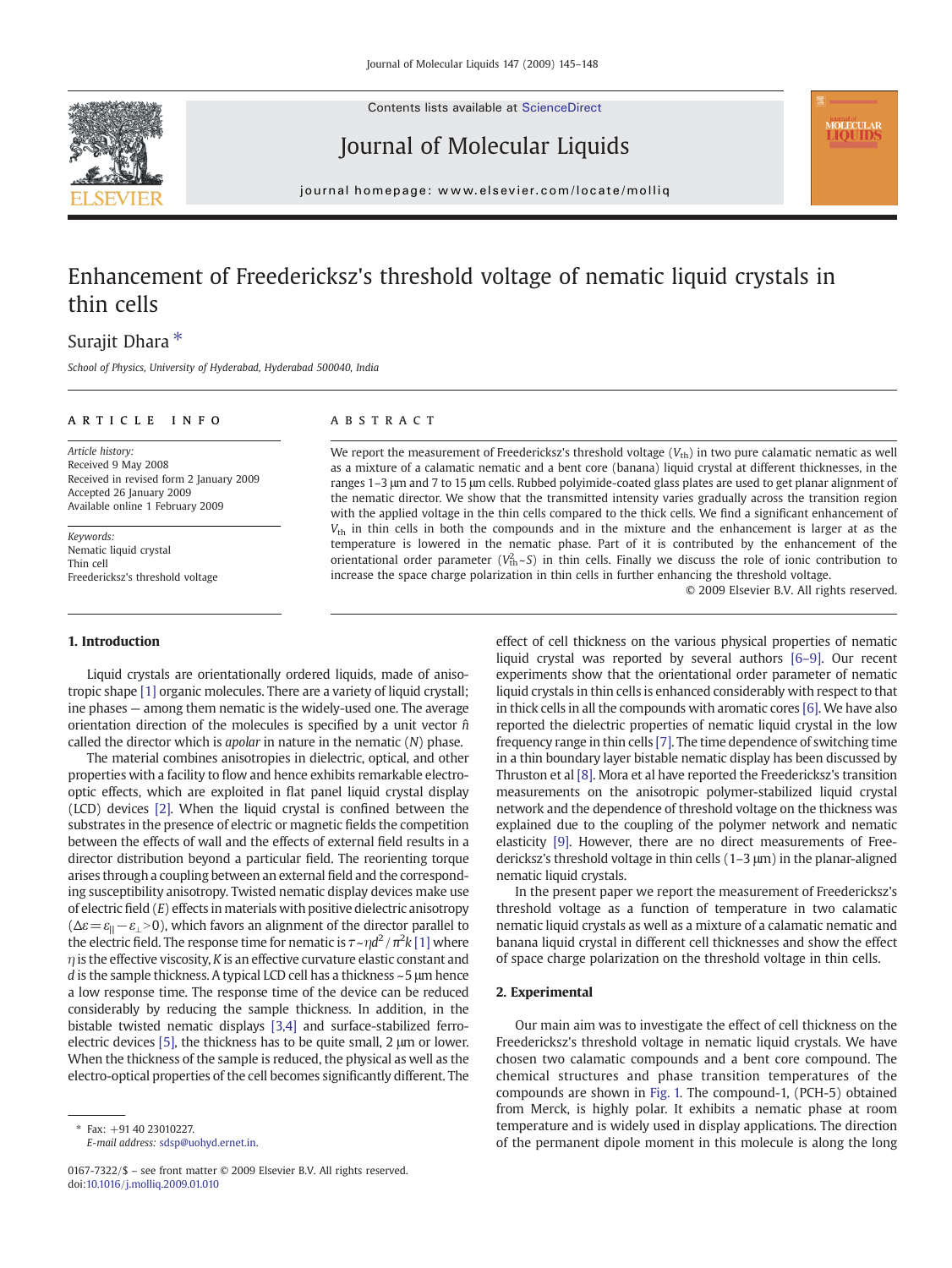# Enhancement of Freedericksz's threshold voltage of nematic liquid crystals in thin cells

Surajit Dhara *

*School of Physics, University of Hyderabad, Hyderabad 500040, India*

**ARTICLE INFO**

*Article history:*
Received 9 May 2008
Received in revised form 2 January 2009
Accepted 26 January 2009
Available online 1 February 2009

*Keywords:*
Nematic liquid crystal
Thin cell
Freedericksz's threshold voltage

**ABSTRACT**

We report the measurement of Freedericksz's threshold voltage ($V_{th}$) in two pure calamatic nematic as well as a mixture of a calamatic nematic and a bent core (banana) liquid crystal at different thicknesses, in the ranges 1–3 µm and 7 to 15 µm cells. Rubbed polyimide-coated glass plates are used to get planar alignment of the nematic director. We show that the transmitted intensity varies gradually across the transition region with the applied voltage in the thin cells compared to the thick cells. We find a significant enhancement of $V_{th}$ in thin cells in both the compounds and in the mixture and the enhancement is larger at as the temperature is lowered in the nematic phase. Part of it is contributed by the enhancement of the orientational order parameter ($V_{th}^2 \sim S$) in thin cells. Finally we discuss the role of ionic contribution to increase the space charge polarization in thin cells in further enhancing the threshold voltage.

© 2009 Elsevier B.V. All rights reserved.

## 1. Introduction

Liquid crystals are orientationally ordered liquids, made of anisotropic shape [1] organic molecules. There are a variety of liquid crystalline phases — among them nematic is the widely-used one. The average orientation direction of the molecules is specified by a unit vector $\hat{n}$ called the director which is *apolar* in nature in the nematic ($N$) phase.

The material combines anisotropies in dielectric, optical, and other properties with a facility to flow and hence exhibits remarkable electro-optic effects, which are exploited in flat panel liquid crystal display (LCD) devices [2]. When the liquid crystal is confined between the substrates in the presence of electric or magnetic fields the competition between the effects of wall and the effects of external field results in a director distribution beyond a particular field. The reorienting torque arises through a coupling between an external field and the corresponding susceptibility anisotropy. Twisted nematic display devices make use of electric field ($E$) effects in materials with positive dielectric anisotropy ($\Delta\varepsilon = \varepsilon_{||} - \varepsilon_{\perp} > 0$), which favors an alignment of the director parallel to the electric field. The response time for nematic is $\tau \sim \eta d^2 / \pi^2 k$ [1] where $\eta$ is the effective viscosity, $K$ is an effective curvature elastic constant and $d$ is the sample thickness. A typical LCD cell has a thickness ~5 µm hence a low response time. The response time of the device can be reduced considerably by reducing the sample thickness. In addition, in the bistable twisted nematic displays [3,4] and surface-stabilized ferroelectric devices [5], the thickness has to be quite small, 2 µm or lower. When the thickness of the sample is reduced, the physical as well as the electro-optical properties of the cell becomes significantly different. The effect of cell thickness on the various physical properties of nematic liquid crystal was reported by several authors [6–9]. Our recent experiments show that the orientational order parameter of nematic liquid crystals in thin cells is enhanced considerably with respect to that in thick cells in all the compounds with aromatic cores [6]. We have also reported the dielectric properties of nematic liquid crystal in the low frequency range in thin cells [7]. The time dependence of switching time in a thin boundary layer bistable nematic display has been discussed by Thruston et al [8]. Mora et al have reported the Freedericksz's transition measurements on the anisotropic polymer-stabilized liquid crystal network and the dependence of threshold voltage on the thickness was explained due to the coupling of the polymer network and nematic elasticity [9]. However, there are no direct measurements of Freedericksz's threshold voltage in thin cells (1–3 µm) in the planar-aligned nematic liquid crystals.

In the present paper we report the measurement of Freedericksz's threshold voltage as a function of temperature in two calamatic nematic liquid crystals as well as a mixture of a calamatic nematic and banana liquid crystal in different cell thicknesses and show the effect of space charge polarization on the threshold voltage in thin cells.

## 2. Experimental

Our main aim was to investigate the effect of cell thickness on the Freedericksz's threshold voltage in nematic liquid crystals. We have chosen two calamatic compounds and a bent core compound. The chemical structures and phase transition temperatures of the compounds are shown in Fig. 1. The compound-1, (PCH-5) obtained from Merck, is highly polar. It exhibits a nematic phase at room temperature and is widely used in display applications. The direction of the permanent dipole moment in this molecule is along the long

* Fax: +91 40 23010227.
E-mail address: sdsp@uohyd.ernet.in.

0167-7322/$ – see front matter © 2009 Elsevier B.V. All rights reserved.
doi:10.1016/j.molliq.2009.01.010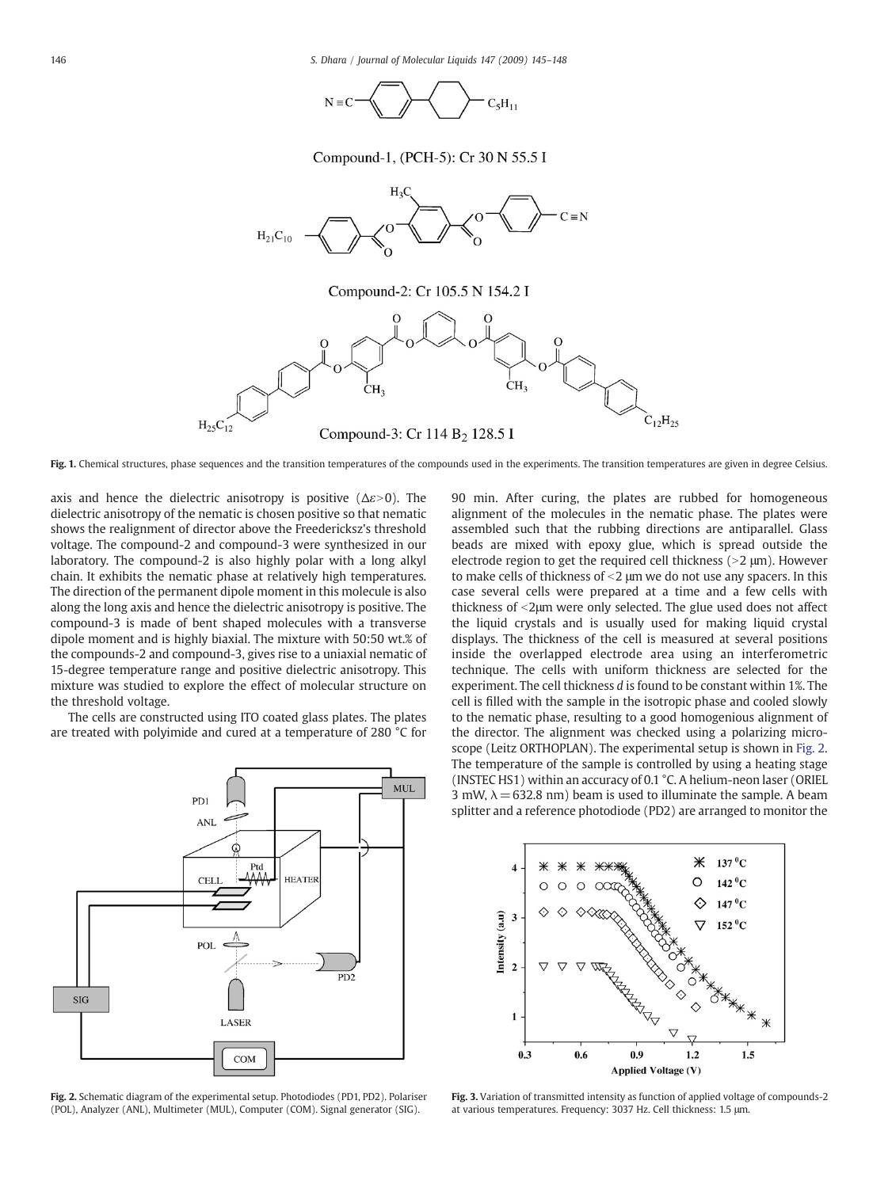Compound-1, (PCH-5): Cr 30 N 55.5 I

Compound-2: Cr 105.5 N 154.2 I

Compound-3: Cr 114 $B_2$ 128.5 I

**Fig. 1.** Chemical structures, phase sequences and the transition temperatures of the compounds used in the experiments. The transition temperatures are given in degree Celsius.

axis and hence the dielectric anisotropy is positive ($\Delta\varepsilon > 0$). The dielectric anisotropy of the nematic is chosen positive so that nematic shows the realignment of director above the Freedericksz's threshold voltage. The compound-2 and compound-3 were synthesized in our laboratory. The compound-2 is also highly polar with a long alkyl chain. It exhibits the nematic phase at relatively high temperatures. The direction of the permanent dipole moment in this molecule is also along the long axis and hence the dielectric anisotropy is positive. The compound-3 is made of bent shaped molecules with a transverse dipole moment and is highly biaxial. The mixture with 50:50 wt.% of the compounds-2 and compound-3, gives rise to a uniaxial nematic of 15-degree temperature range and positive dielectric anisotropy. This mixture was studied to explore the effect of molecular structure on the threshold voltage.

The cells are constructed using ITO coated glass plates. The plates are treated with polyimide and cured at a temperature of 280 °C for 90 min. After curing, the plates are rubbed for homogeneous alignment of the molecules in the nematic phase. The plates were assembled such that the rubbing directions are antiparallel. Glass beads are mixed with epoxy glue, which is spread outside the electrode region to get the required cell thickness (>2 μm). However to make cells of thickness of <2 μm we do not use any spacers. In this case several cells were prepared at a time and a few cells with thickness of <2μm were only selected. The glue used does not affect the liquid crystals and is usually used for making liquid crystal displays. The thickness of the cell is measured at several positions inside the overlapped electrode area using an interferometric technique. The cells with uniform thickness are selected for the experiment. The cell thickness $d$ is found to be constant within 1%. The cell is filled with the sample in the isotropic phase and cooled slowly to the nematic phase, resulting to a good homogenious alignment of the director. The alignment was checked using a polarizing microscope (Leitz ORTHOPLAN). The experimental setup is shown in Fig. 2. The temperature of the sample is controlled by using a heating stage (INSTEC HS1) within an accuracy of 0.1 °C. A helium-neon laser (ORIEL 3 mW, $\lambda = 632.8$ nm) beam is used to illuminate the sample. A beam splitter and a reference photodiode (PD2) are arranged to monitor the

**Fig. 2.** Schematic diagram of the experimental setup. Photodiodes (PD1, PD2). Polariser (POL), Analyzer (ANL), Multimeter (MUL), Computer (COM). Signal generator (SIG).

**Fig. 3.** Variation of transmitted intensity as function of applied voltage of compounds-2 at various temperatures. Frequency: 3037 Hz. Cell thickness: 1.5 μm.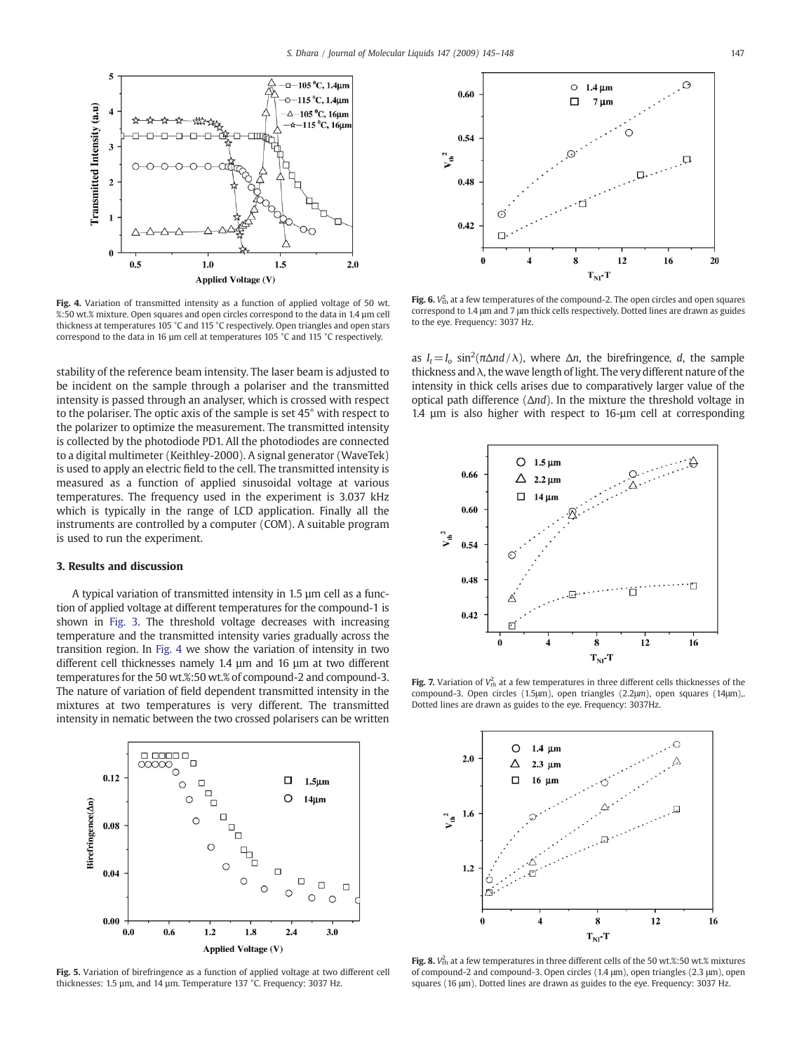**Fig. 4.** Variation of transmitted intensity as a function of applied voltage of 50 wt.%:50 wt.% mixture. Open squares and open circles correspond to the data in 1.4 µm cell thickness at temperatures 105 °C and 115 °C respectively. Open triangles and open stars correspond to the data in 16 µm cell at temperatures 105 °C and 115 °C respectively.

stability of the reference beam intensity. The laser beam is adjusted to be incident on the sample through a polariser and the transmitted intensity is passed through an analyser, which is crossed with respect to the polariser. The optic axis of the sample is set 45° with respect to the polarizer to optimize the measurement. The transmitted intensity is collected by the photodiode PD1. All the photodiodes are connected to a digital multimeter (Keithley-2000). A signal generator (WaveTek) is used to apply an electric field to the cell. The transmitted intensity is measured as a function of applied sinusoidal voltage at various temperatures. The frequency used in the experiment is 3.037 kHz which is typically in the range of LCD application. Finally all the instruments are controlled by a computer (COM). A suitable program is used to run the experiment.

## 3. Results and discussion

A typical variation of transmitted intensity in 1.5 µm cell as a function of applied voltage at different temperatures for the compound-1 is shown in Fig. 3. The threshold voltage decreases with increasing temperature and the transmitted intensity varies gradually across the transition region. In Fig. 4 we show the variation of intensity in two different cell thicknesses namely 1.4 µm and 16 µm at two different temperatures for the 50 wt.%:50 wt.% of compound-2 and compound-3. The nature of variation of field dependent transmitted intensity in the mixtures at two temperatures is very different. The transmitted intensity in nematic between the two crossed polarisers can be written as $I_t = I_o \sin^2(\pi \Delta n d / \lambda)$, where $\Delta n$, the birefringence, $d$, the sample thickness and $\lambda$, the wave length of light. The very different nature of the intensity in thick cells arises due to comparatively larger value of the optical path difference ($\Delta n d$). In the mixture the threshold voltage in 1.4 µm is also higher with respect to 16-µm cell at corresponding

**Fig. 5.** Variation of birefringence as a function of applied voltage at two different cell thicknesses: 1.5 µm, and 14 µm. Temperature 137 °C. Frequency: 3037 Hz.

**Fig. 6.** $V_{th}^2$ at a few temperatures of the compound-2. The open circles and open squares correspond to 1.4 µm and 7 µm thick cells respectively. Dotted lines are drawn as guides to the eye. Frequency: 3037 Hz.

**Fig. 7.** Variation of $V_{th}^2$ at a few temperatures in three different cells thicknesses of the compound-3. Open circles (1.5µm), open triangles (2.2µm), open squares (14µm),. Dotted lines are drawn as guides to the eye. Frequency: 3037Hz.

**Fig. 8.** $V_{th}^2$ at a few temperatures in three different cells of the 50 wt.%:50 wt.% mixtures of compound-2 and compound-3. Open circles (1.4 µm), open triangles (2.3 µm), open squares (16 µm). Dotted lines are drawn as guides to the eye. Frequency: 3037 Hz.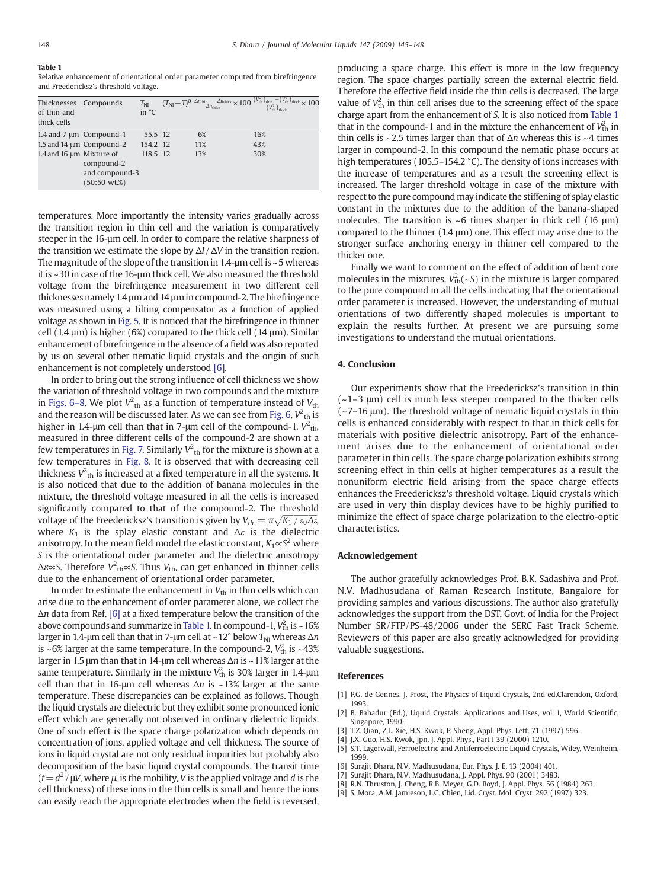**Table 1**
Relative enhancement of orientational order parameter computed from birefringence and Freedericksz's threshold voltage.

| Thicknesses of thin and thick cells | Compounds | $T_{NI}$ in °C | $(T_{NI}-T)^0$ | $\frac{\Delta n_{thin} - \Delta n_{thick}}{\Delta n_{thick}} \times 100$ | $\frac{(V_{th}^2)_{thin} - (V_{th}^2)_{thick}}{(V_{th}^2)_{thick}} \times 100$ |
|---|---|---|---|---|---|
| 1.4 and 7 μm | Compound-1 | 55.5 | 12 | 6% | 16% |
| 1.5 and 14 μm | Compound-2 | 154.2 | 12 | 11% | 43% |
| 1.4 and 16 μm | Mixture of compound-2 and compound-3 (50:50 wt.%) | 118.5 | 12 | 13% | 30% |

temperatures. More importantly the intensity varies gradually across the transition region in thin cell and the variation is comparatively steeper in the 16-μm cell. In order to compare the relative sharpness of the transition we estimate the slope by $\Delta I/\Delta V$ in the transition region. The magnitude of the slope of the transition in 1.4-μm cell is ~5 whereas it is ~30 in case of the 16-μm thick cell. We also measured the threshold voltage from the birefringence measurement in two different cell thicknesses namely 1.4 μm and 14 μm in compound-2. The birefringence was measured using a tilting compensator as a function of applied voltage as shown in Fig. 5. It is noticed that the birefringence in thinner cell (1.4 μm) is higher (6%) compared to the thick cell (14 μm). Similar enhancement of birefringence in the absence of a field was also reported by us on several other nematic liquid crystals and the origin of such enhancement is not completely understood [6].

In order to bring out the strong influence of cell thickness we show the variation of threshold voltage in two compounds and the mixture in Figs. 6–8. We plot $V^2_{th}$ as a function of temperature instead of $V_{th}$ and the reason will be discussed later. As we can see from Fig. 6, $V^2_{th}$ is higher in 1.4-μm cell than that in 7-μm cell of the compound-1. $V^2_{th}$, measured in three different cells of the compound-2 are shown at a few temperatures in Fig. 7. Similarly $V^2_{th}$ for the mixture is shown at a few temperatures in Fig. 8. It is observed that with decreasing cell thickness $V^2_{th}$ is increased at a fixed temperature in all the systems. It is also noticed that due to the addition of banana molecules in the mixture, the threshold voltage measured in all the cells is increased significantly compared to that of the compound-2. The threshold voltage of the Freedericksz's transition is given by $V_{th} = \pi\sqrt{K_1/\varepsilon_0\Delta\varepsilon}$, where $K_1$ is the splay elastic constant and $\Delta\varepsilon$ is the dielectric anisotropy. In the mean field model the elastic constant, $K_1 \propto S^2$ where $S$ is the orientational order parameter and the dielectric anisotropy $\Delta\varepsilon \propto S$. Therefore $V^2_{th} \propto S$. Thus $V_{th}$, can get enhanced in thinner cells due to the enhancement of orientational order parameter.

In order to estimate the enhancement in $V_{th}$ in thin cells which can arise due to the enhancement of order parameter alone, we collect the $\Delta n$ data from Ref. [6] at a fixed temperature below the transition of the above compounds and summarize in Table 1. In compound-1, $V^2_{th}$ is ~16% larger in 1.4-μm cell than that in 7-μm cell at ~12° below $T_{NI}$ whereas $\Delta n$ is ~6% larger at the same temperature. In the compound-2, $V^2_{th}$ is ~43% larger in 1.5 μm than that in 14-μm cell whereas $\Delta n$ is ~11% larger at the same temperature. Similarly in the mixture $V^2_{th}$ is 30% larger in 1.4-μm cell than that in 16-μm cell whereas $\Delta n$ is ~13% larger at the same temperature. These discrepancies can be explained as follows. Though the liquid crystals are dielectric but they exhibit some pronounced ionic effect which are generally not observed in ordinary dielectric liquids. One of such effect is the space charge polarization which depends on concentration of ions, applied voltage and cell thickness. The source of ions in liquid crystal are not only residual impurities but probably also decomposition of the basic liquid crystal compounds. The transit time ($t = d^2/\mu V$, where $\mu$, is the mobility, $V$ is the applied voltage and $d$ is the cell thickness) of these ions in the thin cells is small and hence the ions can easily reach the appropriate electrodes when the field is reversed, producing a space charge. This effect is more in the low frequency region. The space charges partially screen the external electric field. Therefore the effective field inside the thin cells is decreased. The large value of $V^2_{th}$ in thin cell arises due to the screening effect of the space charge apart from the enhancement of $S$. It is also noticed from Table 1 that in the compound-1 and in the mixture the enhancement of $V^2_{th}$ in thin cells is ~2.5 times larger than that of $\Delta n$ whereas this is ~4 times larger in compound-2. In this compound the nematic phase occurs at high temperatures (105.5–154.2 °C). The density of ions increases with the increase of temperatures and as a result the screening effect is increased. The larger threshold voltage in case of the mixture with respect to the pure compound may indicate the stiffening of splay elastic constant in the mixtures due to the addition of the banana-shaped molecules. The transition is ~6 times sharper in thick cell (16 μm) compared to the thinner (1.4 μm) one. This effect may arise due to the stronger surface anchoring energy in thinner cell compared to the thicker one.

Finally we want to comment on the effect of addition of bent core molecules in the mixtures. $V^2_{th}(\sim S)$ in the mixture is larger compared to the pure compound in all the cells indicating that the orientational order parameter is increased. However, the understanding of mutual orientations of two differently shaped molecules is important to explain the results further. At present we are pursuing some investigations to understand the mutual orientations.

## 4. Conclusion

Our experiments show that the Freedericksz's transition in thin (~1–3 μm) cell is much less steeper compared to the thicker cells (~7–16 μm). The threshold voltage of nematic liquid crystals in thin cells is enhanced considerably with respect to that in thick cells for materials with positive dielectric anisotropy. Part of the enhancement arises due to the enhancement of orientational order parameter in thin cells. The space charge polarization exhibits strong screening effect in thin cells at higher temperatures as a result the nonuniform electric field arising from the space charge effects enhances the Freedericksz's threshold voltage. Liquid crystals which are used in very thin display devices have to be highly purified to minimize the effect of space charge polarization to the electro-optic characteristics.

## Acknowledgement

The author gratefully acknowledges Prof. B.K. Sadashiva and Prof. N.V. Madhusudana of Raman Research Institute, Bangalore for providing samples and various discussions. The author also gratefully acknowledges the support from the DST, Govt. of India for the Project Number SR/FTP/PS-48/2006 under the SERC Fast Track Scheme. Reviewers of this paper are also greatly acknowledged for providing valuable suggestions.

## References

[1] P.G. de Gennes, J. Prost, The Physics of Liquid Crystals, 2nd ed.Clarendon, Oxford, 1993.
[2] B. Bahadur (Ed.), Liquid Crystals: Applications and Uses, vol. 1, World Scientific, Singapore, 1990.
[3] T.Z. Qian, Z.L. Xie, H.S. Kwok, P. Sheng, Appl. Phys. Lett. 71 (1997) 596.
[4] J.X. Guo, H.S. Kwok, Jpn. J. Appl. Phys., Part I 39 (2000) 1210.
[5] S.T. Lagerwall, Ferroelectric and Antiferroelectric Liquid Crystals, Wiley, Weinheim, 1999.
[6] Surajit Dhara, N.V. Madhusudana, Eur. Phys. J. E. 13 (2004) 401.
[7] Surajit Dhara, N.V. Madhusudana, J. Appl. Phys. 90 (2001) 3483.
[8] R.N. Thruston, J. Cheng, R.B. Meyer, G.D. Boyd, J. Appl. Phys. 56 (1984) 263.
[9] S. Mora, A.M. Jamieson, L.C. Chien, Lid. Cryst. Mol. Cryst. 292 (1997) 323.